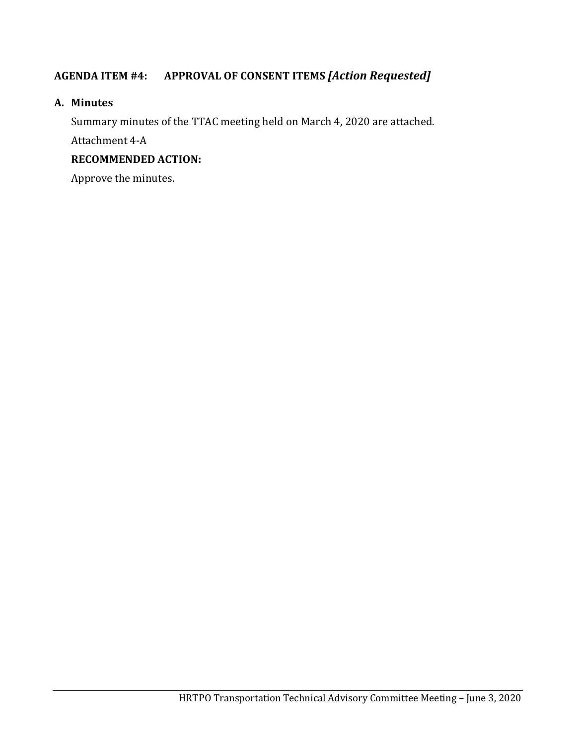## AGENDA ITEM #4: APPROVAL OF CONSENT ITEMS *[Action Requested]*

### A. Minutes

Summary minutes of the TTAC meeting held on March 4, 2020 are attached.

Attachment 4-A

**RECOMMENDED ACTION:**

Approve the minutes.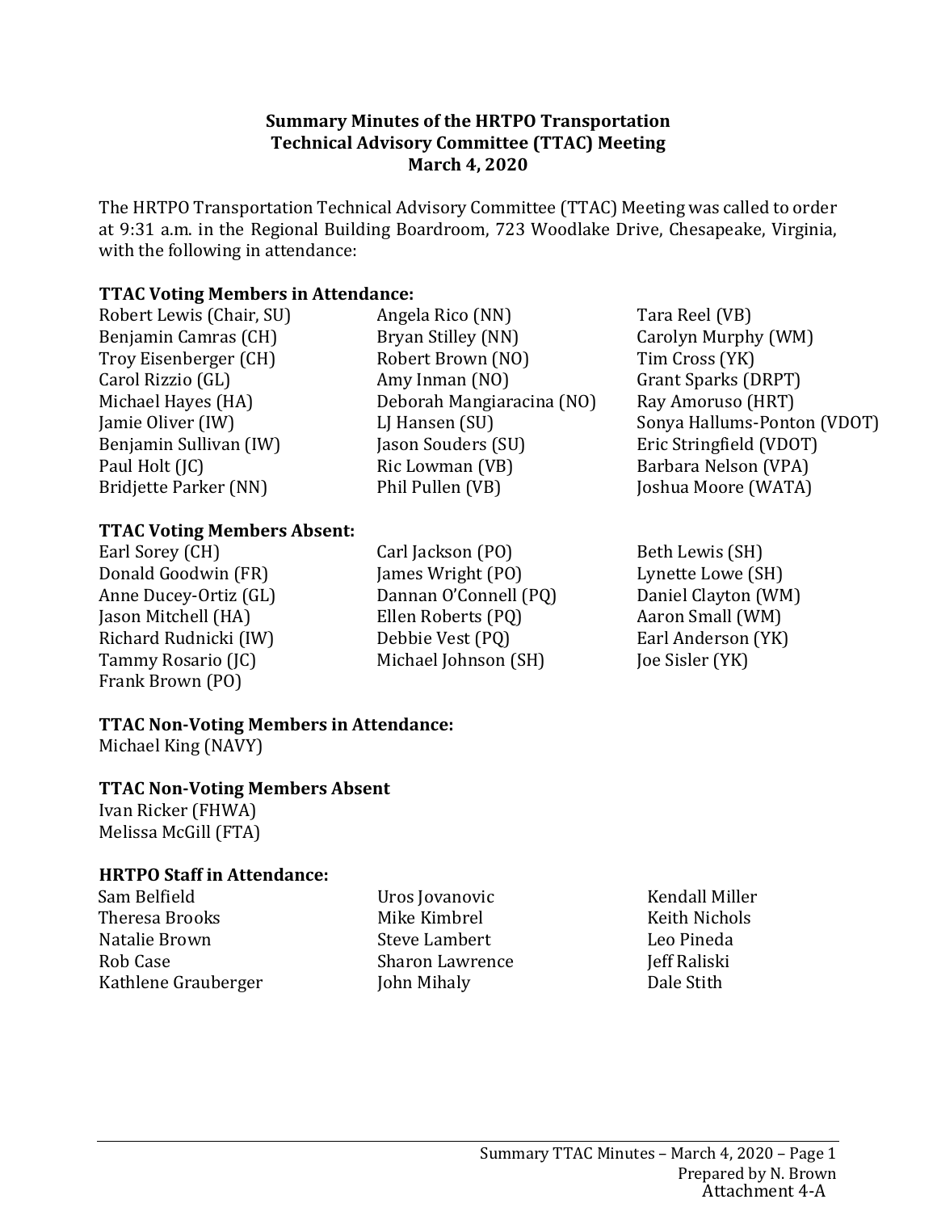**Summary Minutes of the HRTPO Transportation Technical Advisory Committee (TTAC) Meeting March 4, 2020**

The HRTPO Transportation Technical Advisory Committee (TTAC) Meeting was called to order at 9:31 a.m. in the Regional Building Boardroom, 723 Woodlake Drive, Chesapeake, Virginia, with the following in attendance:

**TTAC Voting Members in Attendance:**

| | | |
|---|---|---|
| Robert Lewis (Chair, SU) | Angela Rico (NN) | Tara Reel (VB) |
| Benjamin Camras (CH) | Bryan Stilley (NN) | Carolyn Murphy (WM) |
| Troy Eisenberger (CH) | Robert Brown (NO) | Tim Cross (YK) |
| Carol Rizzio (GL) | Amy Inman (NO) | Grant Sparks (DRPT) |
| Michael Hayes (HA) | Deborah Mangiaracina (NO) | Ray Amoruso (HRT) |
| Jamie Oliver (IW) | LJ Hansen (SU) | Sonya Hallums-Ponton (VDOT) |
| Benjamin Sullivan (IW) | Jason Souders (SU) | Eric Stringfield (VDOT) |
| Paul Holt (JC) | Ric Lowman (VB) | Barbara Nelson (VPA) |
| Bridjette Parker (NN) | Phil Pullen (VB) | Joshua Moore (WATA) |

**TTAC Voting Members Absent:**

| | | |
|---|---|---|
| Earl Sorey (CH) | Carl Jackson (PO) | Beth Lewis (SH) |
| Donald Goodwin (FR) | James Wright (PO) | Lynette Lowe (SH) |
| Anne Ducey-Ortiz (GL) | Dannan O'Connell (PQ) | Daniel Clayton (WM) |
| Jason Mitchell (HA) | Ellen Roberts (PQ) | Aaron Small (WM) |
| Richard Rudnicki (IW) | Debbie Vest (PQ) | Earl Anderson (YK) |
| Tammy Rosario (JC) | Michael Johnson (SH) | Joe Sisler (YK) |
| Frank Brown (PO) | | |

**TTAC Non-Voting Members in Attendance:**

Michael King (NAVY)

**TTAC Non-Voting Members Absent**

Ivan Ricker (FHWA)
Melissa McGill (FTA)

**HRTPO Staff in Attendance:**

| | | |
|---|---|---|
| Sam Belfield | Uros Jovanovic | Kendall Miller |
| Theresa Brooks | Mike Kimbrel | Keith Nichols |
| Natalie Brown | Steve Lambert | Leo Pineda |
| Rob Case | Sharon Lawrence | Jeff Raliski |
| Kathlene Grauberger | John Mihaly | Dale Stith |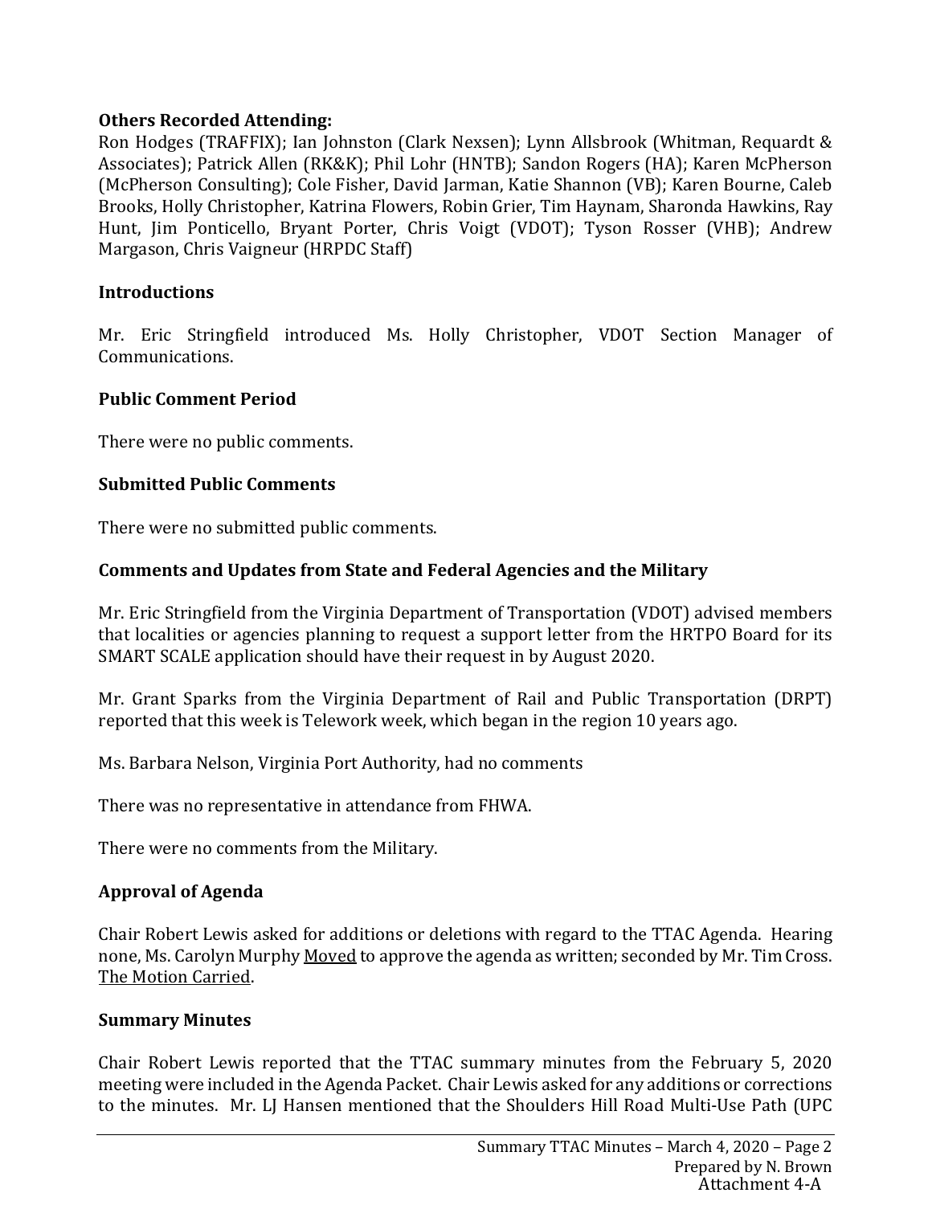**Others Recorded Attending:**
Ron Hodges (TRAFFIX); Ian Johnston (Clark Nexsen); Lynn Allsbrook (Whitman, Requardt & Associates); Patrick Allen (RK&K); Phil Lohr (HNTB); Sandon Rogers (HA); Karen McPherson (McPherson Consulting); Cole Fisher, David Jarman, Katie Shannon (VB); Karen Bourne, Caleb Brooks, Holly Christopher, Katrina Flowers, Robin Grier, Tim Haynam, Sharonda Hawkins, Ray Hunt, Jim Ponticello, Bryant Porter, Chris Voigt (VDOT); Tyson Rosser (VHB); Andrew Margason, Chris Vaigneur (HRPDC Staff)

## Introductions

Mr. Eric Stringfield introduced Ms. Holly Christopher, VDOT Section Manager of Communications.

## Public Comment Period

There were no public comments.

## Submitted Public Comments

There were no submitted public comments.

## Comments and Updates from State and Federal Agencies and the Military

Mr. Eric Stringfield from the Virginia Department of Transportation (VDOT) advised members that localities or agencies planning to request a support letter from the HRTPO Board for its SMART SCALE application should have their request in by August 2020.

Mr. Grant Sparks from the Virginia Department of Rail and Public Transportation (DRPT) reported that this week is Telework week, which began in the region 10 years ago.

Ms. Barbara Nelson, Virginia Port Authority, had no comments

There was no representative in attendance from FHWA.

There were no comments from the Military.

## Approval of Agenda

Chair Robert Lewis asked for additions or deletions with regard to the TTAC Agenda. Hearing none, Ms. Carolyn Murphy Moved to approve the agenda as written; seconded by Mr. Tim Cross. The Motion Carried.

## Summary Minutes

Chair Robert Lewis reported that the TTAC summary minutes from the February 5, 2020 meeting were included in the Agenda Packet. Chair Lewis asked for any additions or corrections to the minutes. Mr. LJ Hansen mentioned that the Shoulders Hill Road Multi-Use Path (UPC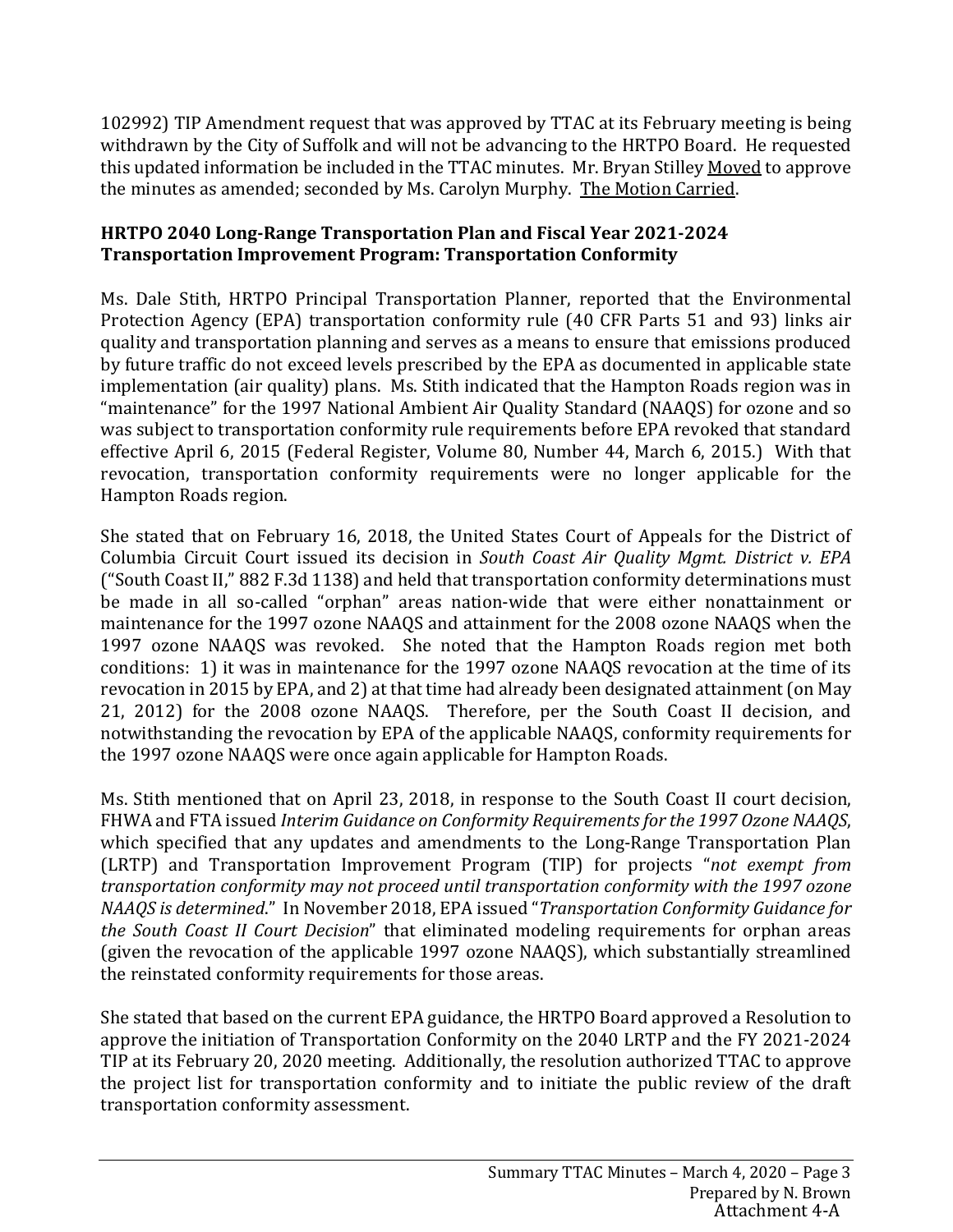102992) TIP Amendment request that was approved by TTAC at its February meeting is being withdrawn by the City of Suffolk and will not be advancing to the HRTPO Board. He requested this updated information be included in the TTAC minutes. Mr. Bryan Stilley Moved to approve the minutes as amended; seconded by Ms. Carolyn Murphy. The Motion Carried.

**HRTPO 2040 Long-Range Transportation Plan and Fiscal Year 2021-2024 Transportation Improvement Program: Transportation Conformity**

Ms. Dale Stith, HRTPO Principal Transportation Planner, reported that the Environmental Protection Agency (EPA) transportation conformity rule (40 CFR Parts 51 and 93) links air quality and transportation planning and serves as a means to ensure that emissions produced by future traffic do not exceed levels prescribed by the EPA as documented in applicable state implementation (air quality) plans. Ms. Stith indicated that the Hampton Roads region was in "maintenance" for the 1997 National Ambient Air Quality Standard (NAAQS) for ozone and so was subject to transportation conformity rule requirements before EPA revoked that standard effective April 6, 2015 (Federal Register, Volume 80, Number 44, March 6, 2015.) With that revocation, transportation conformity requirements were no longer applicable for the Hampton Roads region.

She stated that on February 16, 2018, the United States Court of Appeals for the District of Columbia Circuit Court issued its decision in *South Coast Air Quality Mgmt. District v. EPA* ("South Coast II," 882 F.3d 1138) and held that transportation conformity determinations must be made in all so-called "orphan" areas nation-wide that were either nonattainment or maintenance for the 1997 ozone NAAQS and attainment for the 2008 ozone NAAQS when the 1997 ozone NAAQS was revoked. She noted that the Hampton Roads region met both conditions: 1) it was in maintenance for the 1997 ozone NAAQS revocation at the time of its revocation in 2015 by EPA, and 2) at that time had already been designated attainment (on May 21, 2012) for the 2008 ozone NAAQS. Therefore, per the South Coast II decision, and notwithstanding the revocation by EPA of the applicable NAAQS, conformity requirements for the 1997 ozone NAAQS were once again applicable for Hampton Roads.

Ms. Stith mentioned that on April 23, 2018, in response to the South Coast II court decision, FHWA and FTA issued *Interim Guidance on Conformity Requirements for the 1997 Ozone NAAQS*, which specified that any updates and amendments to the Long-Range Transportation Plan (LRTP) and Transportation Improvement Program (TIP) for projects "*not exempt from transportation conformity may not proceed until transportation conformity with the 1997 ozone NAAQS is determined*." In November 2018, EPA issued "*Transportation Conformity Guidance for the South Coast II Court Decision*" that eliminated modeling requirements for orphan areas (given the revocation of the applicable 1997 ozone NAAQS), which substantially streamlined the reinstated conformity requirements for those areas.

She stated that based on the current EPA guidance, the HRTPO Board approved a Resolution to approve the initiation of Transportation Conformity on the 2040 LRTP and the FY 2021-2024 TIP at its February 20, 2020 meeting. Additionally, the resolution authorized TTAC to approve the project list for transportation conformity and to initiate the public review of the draft transportation conformity assessment.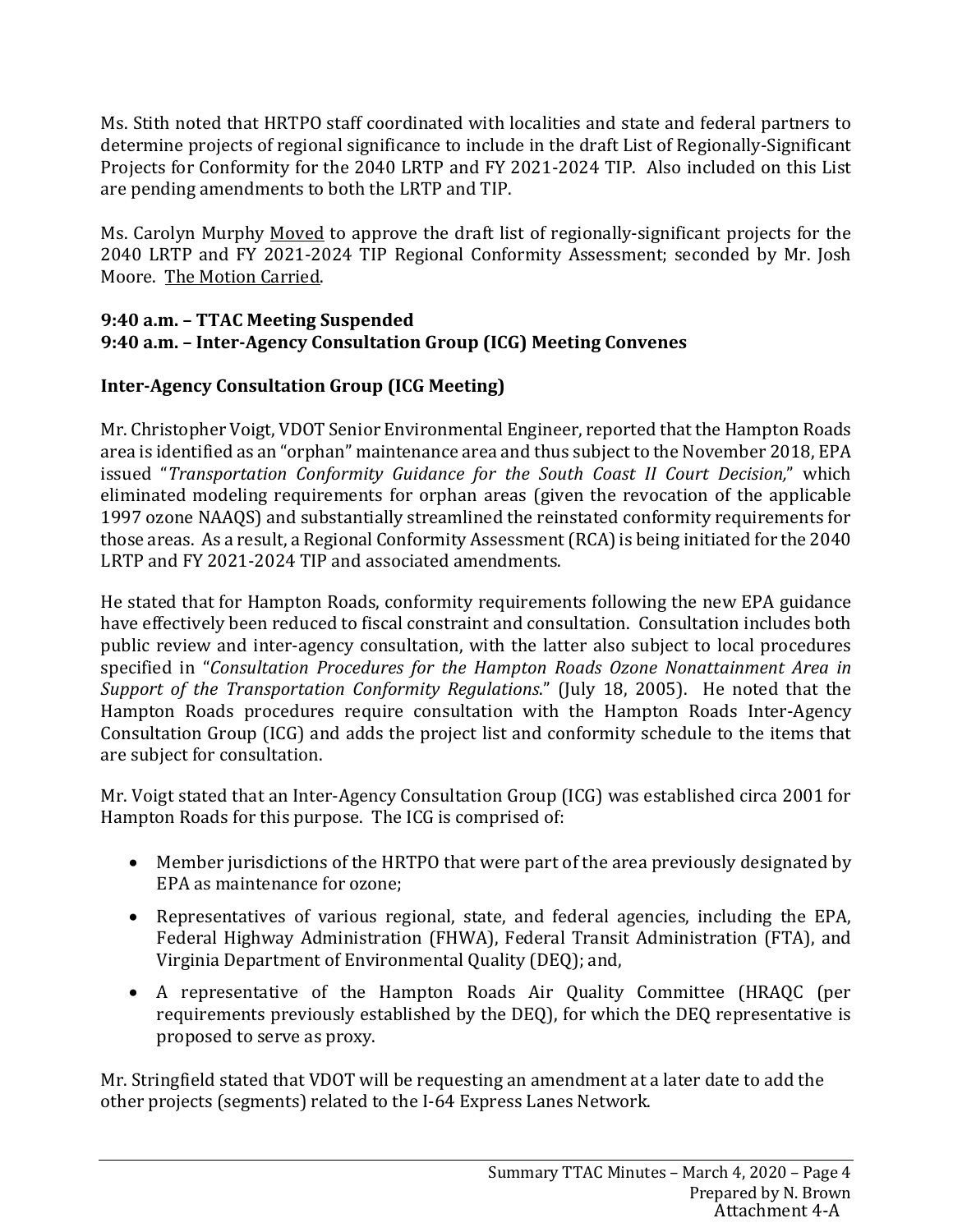Ms. Stith noted that HRTPO staff coordinated with localities and state and federal partners to determine projects of regional significance to include in the draft List of Regionally-Significant Projects for Conformity for the 2040 LRTP and FY 2021-2024 TIP. Also included on this List are pending amendments to both the LRTP and TIP.

Ms. Carolyn Murphy Moved to approve the draft list of regionally-significant projects for the 2040 LRTP and FY 2021-2024 TIP Regional Conformity Assessment; seconded by Mr. Josh Moore. The Motion Carried.

**9:40 a.m. – TTAC Meeting Suspended**
**9:40 a.m. – Inter-Agency Consultation Group (ICG) Meeting Convenes**

**Inter-Agency Consultation Group (ICG Meeting)**

Mr. Christopher Voigt, VDOT Senior Environmental Engineer, reported that the Hampton Roads area is identified as an "orphan" maintenance area and thus subject to the November 2018, EPA issued "*Transportation Conformity Guidance for the South Coast II Court Decision,*" which eliminated modeling requirements for orphan areas (given the revocation of the applicable 1997 ozone NAAQS) and substantially streamlined the reinstated conformity requirements for those areas. As a result, a Regional Conformity Assessment (RCA) is being initiated for the 2040 LRTP and FY 2021-2024 TIP and associated amendments.

He stated that for Hampton Roads, conformity requirements following the new EPA guidance have effectively been reduced to fiscal constraint and consultation. Consultation includes both public review and inter-agency consultation, with the latter also subject to local procedures specified in "*Consultation Procedures for the Hampton Roads Ozone Nonattainment Area in Support of the Transportation Conformity Regulations*." (July 18, 2005). He noted that the Hampton Roads procedures require consultation with the Hampton Roads Inter-Agency Consultation Group (ICG) and adds the project list and conformity schedule to the items that are subject for consultation.

Mr. Voigt stated that an Inter-Agency Consultation Group (ICG) was established circa 2001 for Hampton Roads for this purpose. The ICG is comprised of:

- Member jurisdictions of the HRTPO that were part of the area previously designated by EPA as maintenance for ozone;
- Representatives of various regional, state, and federal agencies, including the EPA, Federal Highway Administration (FHWA), Federal Transit Administration (FTA), and Virginia Department of Environmental Quality (DEQ); and,
- A representative of the Hampton Roads Air Quality Committee (HRAQC (per requirements previously established by the DEQ), for which the DEQ representative is proposed to serve as proxy.

Mr. Stringfield stated that VDOT will be requesting an amendment at a later date to add the other projects (segments) related to the I-64 Express Lanes Network.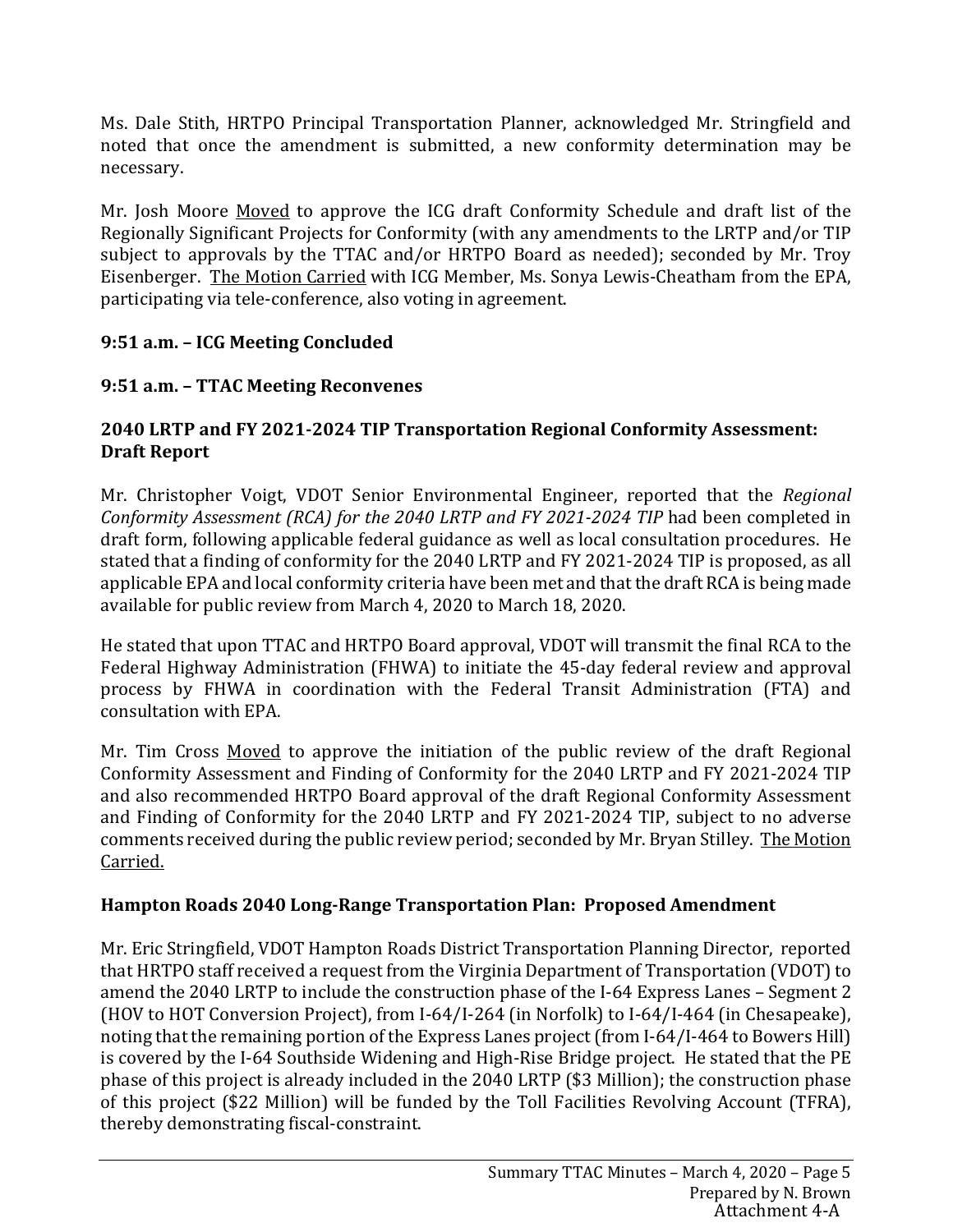Ms. Dale Stith, HRTPO Principal Transportation Planner, acknowledged Mr. Stringfield and noted that once the amendment is submitted, a new conformity determination may be necessary.

Mr. Josh Moore Moved to approve the ICG draft Conformity Schedule and draft list of the Regionally Significant Projects for Conformity (with any amendments to the LRTP and/or TIP subject to approvals by the TTAC and/or HRTPO Board as needed); seconded by Mr. Troy Eisenberger. The Motion Carried with ICG Member, Ms. Sonya Lewis-Cheatham from the EPA, participating via tele-conference, also voting in agreement.

**9:51 a.m. – ICG Meeting Concluded**

**9:51 a.m. – TTAC Meeting Reconvenes**

**2040 LRTP and FY 2021-2024 TIP Transportation Regional Conformity Assessment: Draft Report**

Mr. Christopher Voigt, VDOT Senior Environmental Engineer, reported that the *Regional Conformity Assessment (RCA) for the 2040 LRTP and FY 2021-2024 TIP* had been completed in draft form, following applicable federal guidance as well as local consultation procedures. He stated that a finding of conformity for the 2040 LRTP and FY 2021-2024 TIP is proposed, as all applicable EPA and local conformity criteria have been met and that the draft RCA is being made available for public review from March 4, 2020 to March 18, 2020.

He stated that upon TTAC and HRTPO Board approval, VDOT will transmit the final RCA to the Federal Highway Administration (FHWA) to initiate the 45-day federal review and approval process by FHWA in coordination with the Federal Transit Administration (FTA) and consultation with EPA.

Mr. Tim Cross Moved to approve the initiation of the public review of the draft Regional Conformity Assessment and Finding of Conformity for the 2040 LRTP and FY 2021-2024 TIP and also recommended HRTPO Board approval of the draft Regional Conformity Assessment and Finding of Conformity for the 2040 LRTP and FY 2021-2024 TIP, subject to no adverse comments received during the public review period; seconded by Mr. Bryan Stilley. The Motion Carried.

**Hampton Roads 2040 Long-Range Transportation Plan: Proposed Amendment**

Mr. Eric Stringfield, VDOT Hampton Roads District Transportation Planning Director, reported that HRTPO staff received a request from the Virginia Department of Transportation (VDOT) to amend the 2040 LRTP to include the construction phase of the I-64 Express Lanes – Segment 2 (HOV to HOT Conversion Project), from I-64/I-264 (in Norfolk) to I-64/I-464 (in Chesapeake), noting that the remaining portion of the Express Lanes project (from I-64/I-464 to Bowers Hill) is covered by the I-64 Southside Widening and High-Rise Bridge project. He stated that the PE phase of this project is already included in the 2040 LRTP ($3 Million); the construction phase of this project ($22 Million) will be funded by the Toll Facilities Revolving Account (TFRA), thereby demonstrating fiscal-constraint.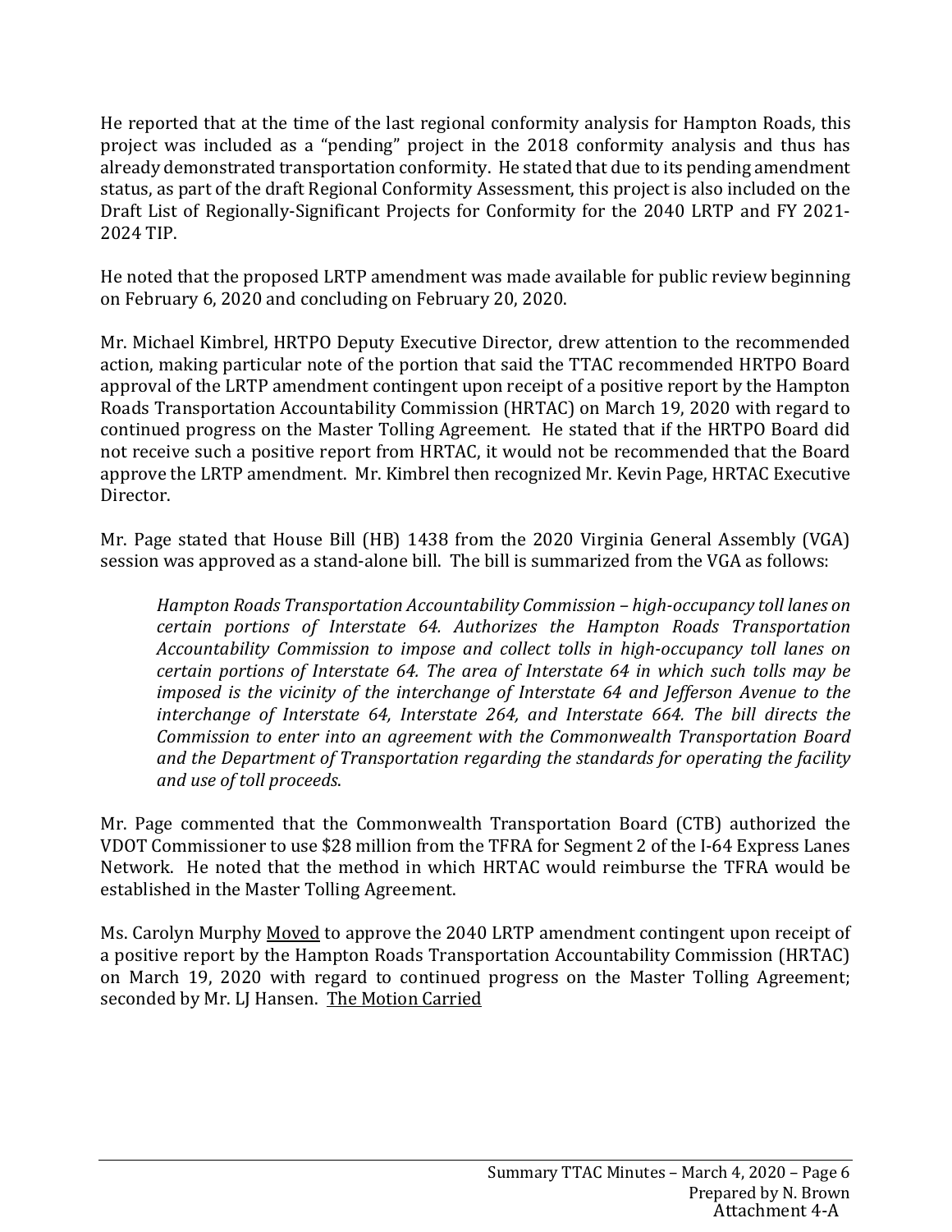He reported that at the time of the last regional conformity analysis for Hampton Roads, this project was included as a "pending" project in the 2018 conformity analysis and thus has already demonstrated transportation conformity. He stated that due to its pending amendment status, as part of the draft Regional Conformity Assessment, this project is also included on the Draft List of Regionally-Significant Projects for Conformity for the 2040 LRTP and FY 2021-2024 TIP.

He noted that the proposed LRTP amendment was made available for public review beginning on February 6, 2020 and concluding on February 20, 2020.

Mr. Michael Kimbrel, HRTPO Deputy Executive Director, drew attention to the recommended action, making particular note of the portion that said the TTAC recommended HRTPO Board approval of the LRTP amendment contingent upon receipt of a positive report by the Hampton Roads Transportation Accountability Commission (HRTAC) on March 19, 2020 with regard to continued progress on the Master Tolling Agreement. He stated that if the HRTPO Board did not receive such a positive report from HRTAC, it would not be recommended that the Board approve the LRTP amendment. Mr. Kimbrel then recognized Mr. Kevin Page, HRTAC Executive Director.

Mr. Page stated that House Bill (HB) 1438 from the 2020 Virginia General Assembly (VGA) session was approved as a stand-alone bill. The bill is summarized from the VGA as follows:

> *Hampton Roads Transportation Accountability Commission – high-occupancy toll lanes on certain portions of Interstate 64. Authorizes the Hampton Roads Transportation Accountability Commission to impose and collect tolls in high-occupancy toll lanes on certain portions of Interstate 64. The area of Interstate 64 in which such tolls may be imposed is the vicinity of the interchange of Interstate 64 and Jefferson Avenue to the interchange of Interstate 64, Interstate 264, and Interstate 664. The bill directs the Commission to enter into an agreement with the Commonwealth Transportation Board and the Department of Transportation regarding the standards for operating the facility and use of toll proceeds.*

Mr. Page commented that the Commonwealth Transportation Board (CTB) authorized the VDOT Commissioner to use $28 million from the TFRA for Segment 2 of the I-64 Express Lanes Network. He noted that the method in which HRTAC would reimburse the TFRA would be established in the Master Tolling Agreement.

Ms. Carolyn Murphy Moved to approve the 2040 LRTP amendment contingent upon receipt of a positive report by the Hampton Roads Transportation Accountability Commission (HRTAC) on March 19, 2020 with regard to continued progress on the Master Tolling Agreement; seconded by Mr. LJ Hansen. The Motion Carried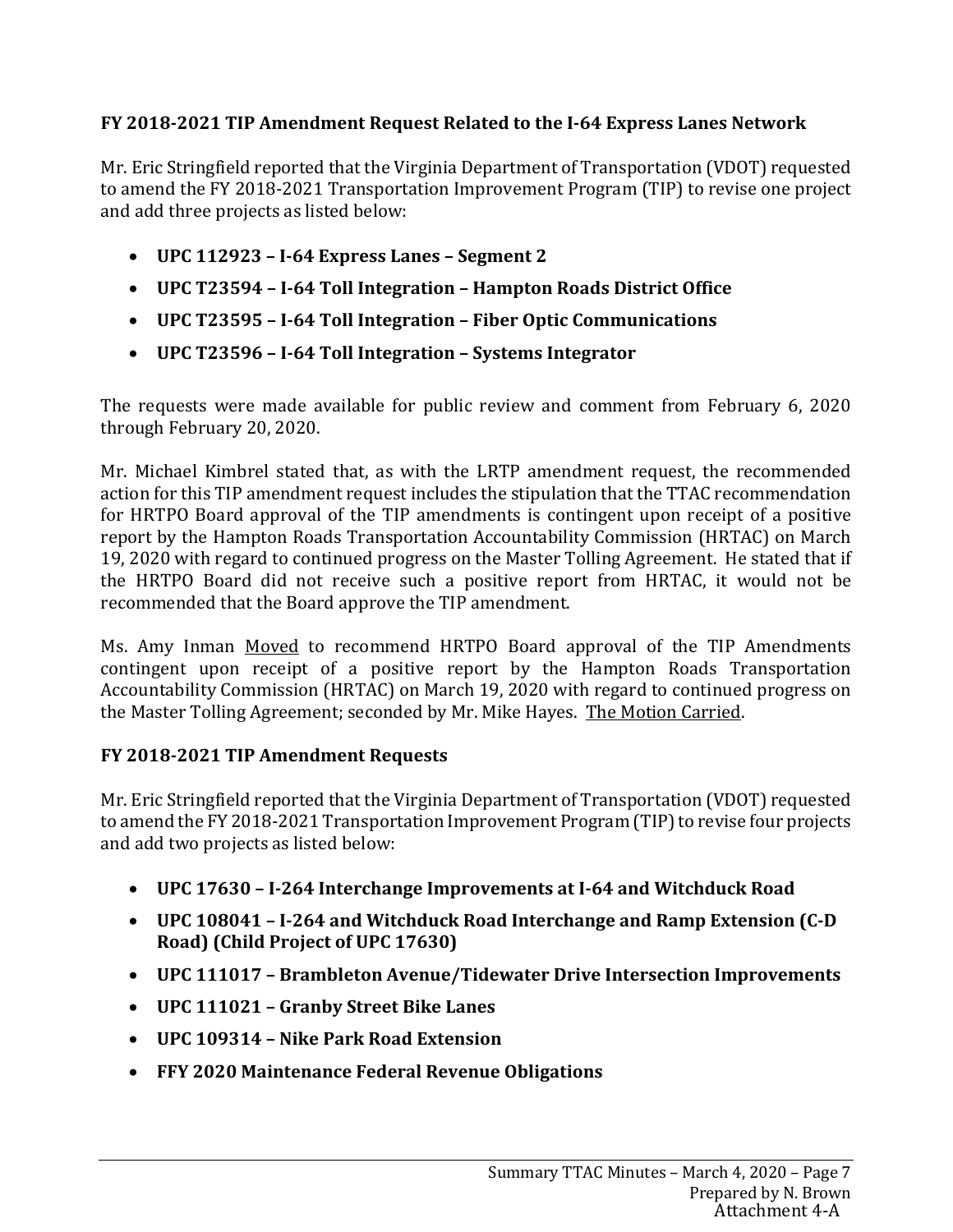**FY 2018-2021 TIP Amendment Request Related to the I-64 Express Lanes Network**

Mr. Eric Stringfield reported that the Virginia Department of Transportation (VDOT) requested to amend the FY 2018-2021 Transportation Improvement Program (TIP) to revise one project and add three projects as listed below:

- **UPC 112923 – I-64 Express Lanes – Segment 2**
- **UPC T23594 – I-64 Toll Integration – Hampton Roads District Office**
- **UPC T23595 – I-64 Toll Integration – Fiber Optic Communications**
- **UPC T23596 – I-64 Toll Integration – Systems Integrator**

The requests were made available for public review and comment from February 6, 2020 through February 20, 2020.

Mr. Michael Kimbrel stated that, as with the LRTP amendment request, the recommended action for this TIP amendment request includes the stipulation that the TTAC recommendation for HRTPO Board approval of the TIP amendments is contingent upon receipt of a positive report by the Hampton Roads Transportation Accountability Commission (HRTAC) on March 19, 2020 with regard to continued progress on the Master Tolling Agreement. He stated that if the HRTPO Board did not receive such a positive report from HRTAC, it would not be recommended that the Board approve the TIP amendment.

Ms. Amy Inman Moved to recommend HRTPO Board approval of the TIP Amendments contingent upon receipt of a positive report by the Hampton Roads Transportation Accountability Commission (HRTAC) on March 19, 2020 with regard to continued progress on the Master Tolling Agreement; seconded by Mr. Mike Hayes. The Motion Carried.

**FY 2018-2021 TIP Amendment Requests**

Mr. Eric Stringfield reported that the Virginia Department of Transportation (VDOT) requested to amend the FY 2018-2021 Transportation Improvement Program (TIP) to revise four projects and add two projects as listed below:

- **UPC 17630 – I-264 Interchange Improvements at I-64 and Witchduck Road**
- **UPC 108041 – I-264 and Witchduck Road Interchange and Ramp Extension (C-D Road) (Child Project of UPC 17630)**
- **UPC 111017 – Brambleton Avenue/Tidewater Drive Intersection Improvements**
- **UPC 111021 – Granby Street Bike Lanes**
- **UPC 109314 – Nike Park Road Extension**
- **FFY 2020 Maintenance Federal Revenue Obligations**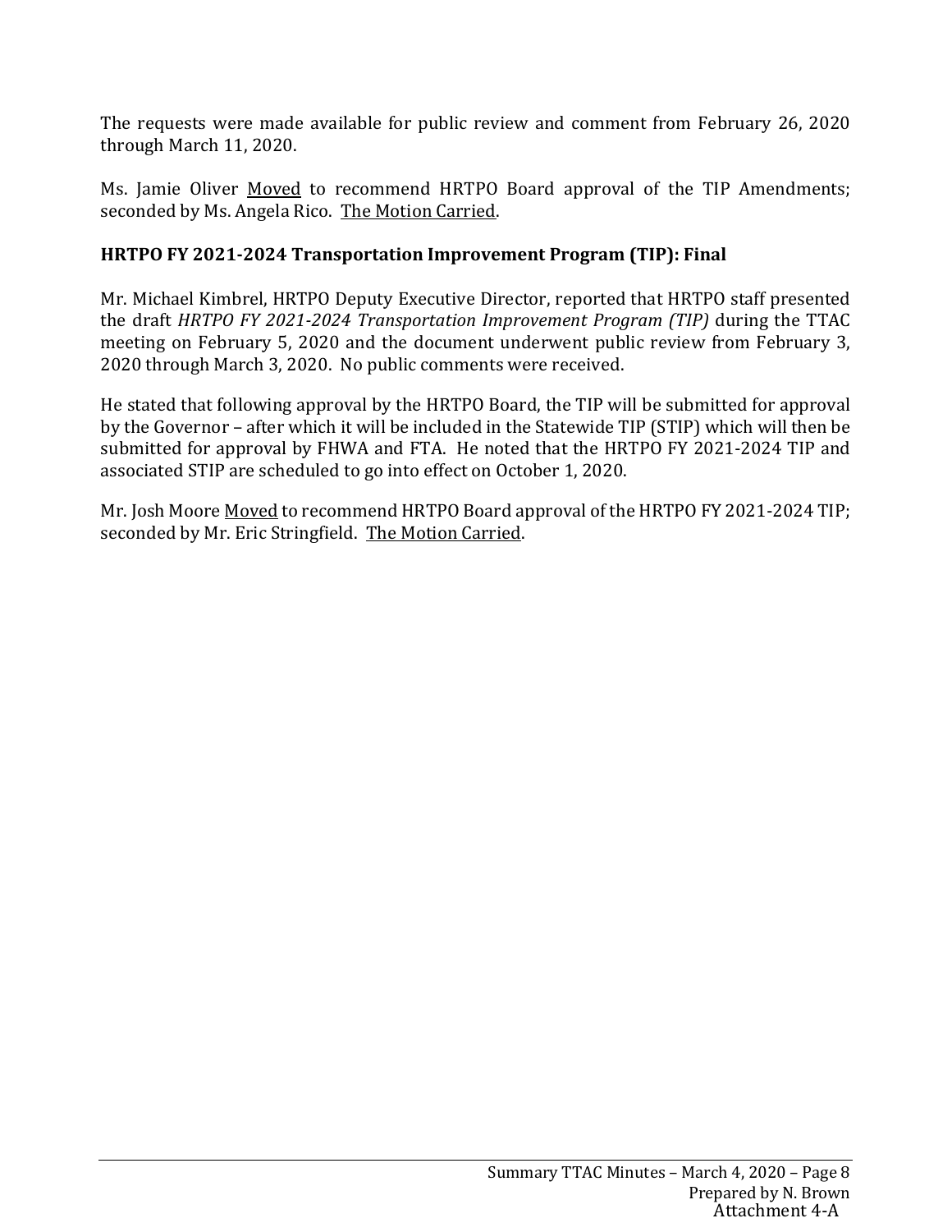The requests were made available for public review and comment from February 26, 2020 through March 11, 2020.

Ms. Jamie Oliver Moved to recommend HRTPO Board approval of the TIP Amendments; seconded by Ms. Angela Rico. The Motion Carried.

**HRTPO FY 2021-2024 Transportation Improvement Program (TIP): Final**

Mr. Michael Kimbrel, HRTPO Deputy Executive Director, reported that HRTPO staff presented the draft *HRTPO FY 2021-2024 Transportation Improvement Program (TIP)* during the TTAC meeting on February 5, 2020 and the document underwent public review from February 3, 2020 through March 3, 2020. No public comments were received.

He stated that following approval by the HRTPO Board, the TIP will be submitted for approval by the Governor – after which it will be included in the Statewide TIP (STIP) which will then be submitted for approval by FHWA and FTA. He noted that the HRTPO FY 2021-2024 TIP and associated STIP are scheduled to go into effect on October 1, 2020.

Mr. Josh Moore Moved to recommend HRTPO Board approval of the HRTPO FY 2021-2024 TIP; seconded by Mr. Eric Stringfield. The Motion Carried.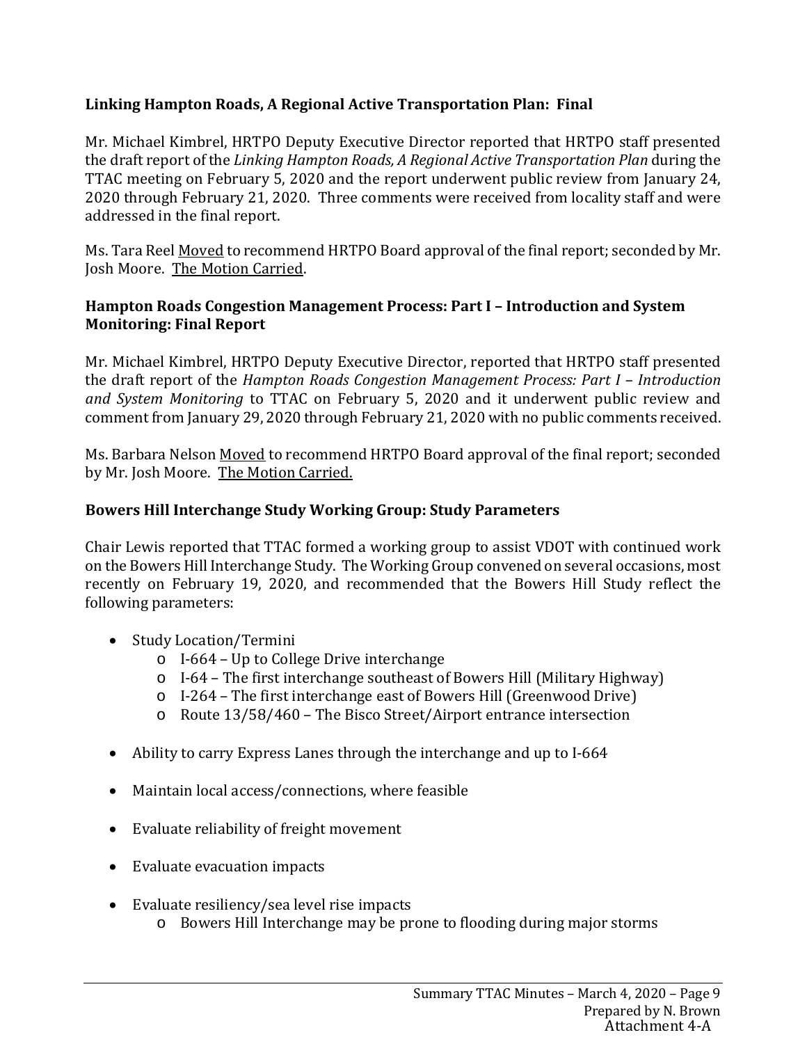### Linking Hampton Roads, A Regional Active Transportation Plan: Final

Mr. Michael Kimbrel, HRTPO Deputy Executive Director reported that HRTPO staff presented the draft report of the *Linking Hampton Roads, A Regional Active Transportation Plan* during the TTAC meeting on February 5, 2020 and the report underwent public review from January 24, 2020 through February 21, 2020. Three comments were received from locality staff and were addressed in the final report.

Ms. Tara Reel Moved to recommend HRTPO Board approval of the final report; seconded by Mr. Josh Moore. The Motion Carried.

### Hampton Roads Congestion Management Process: Part I – Introduction and System Monitoring: Final Report

Mr. Michael Kimbrel, HRTPO Deputy Executive Director, reported that HRTPO staff presented the draft report of the *Hampton Roads Congestion Management Process: Part I – Introduction and System Monitoring* to TTAC on February 5, 2020 and it underwent public review and comment from January 29, 2020 through February 21, 2020 with no public comments received.

Ms. Barbara Nelson Moved to recommend HRTPO Board approval of the final report; seconded by Mr. Josh Moore. The Motion Carried.

### Bowers Hill Interchange Study Working Group: Study Parameters

Chair Lewis reported that TTAC formed a working group to assist VDOT with continued work on the Bowers Hill Interchange Study. The Working Group convened on several occasions, most recently on February 19, 2020, and recommended that the Bowers Hill Study reflect the following parameters:

- Study Location/Termini
  - I-664 – Up to College Drive interchange
  - I-64 – The first interchange southeast of Bowers Hill (Military Highway)
  - I-264 – The first interchange east of Bowers Hill (Greenwood Drive)
  - Route 13/58/460 – The Bisco Street/Airport entrance intersection
- Ability to carry Express Lanes through the interchange and up to I-664
- Maintain local access/connections, where feasible
- Evaluate reliability of freight movement
- Evaluate evacuation impacts
- Evaluate resiliency/sea level rise impacts
  - Bowers Hill Interchange may be prone to flooding during major storms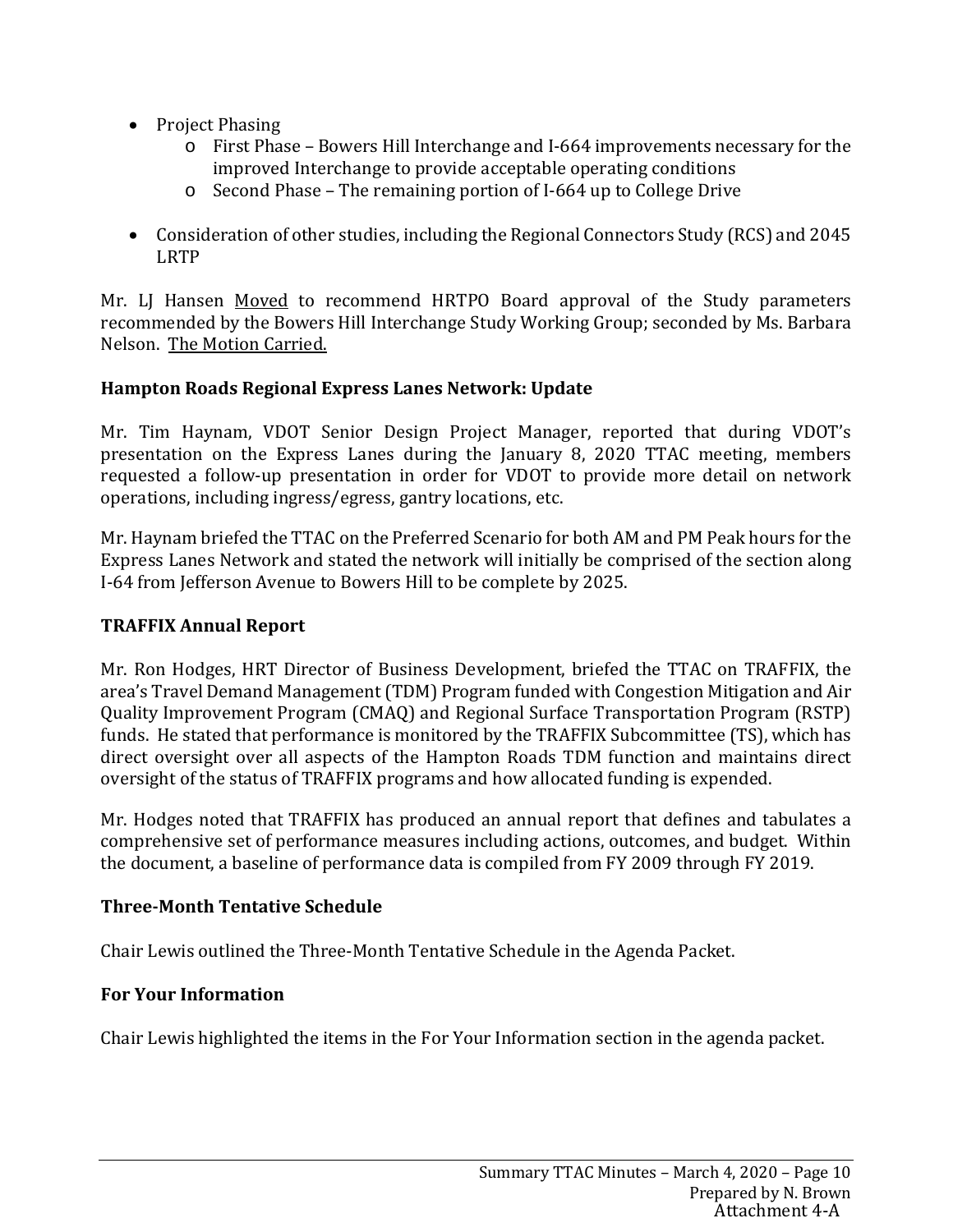- Project Phasing
    - First Phase – Bowers Hill Interchange and I-664 improvements necessary for the improved Interchange to provide acceptable operating conditions
    - Second Phase – The remaining portion of I-664 up to College Drive

- Consideration of other studies, including the Regional Connectors Study (RCS) and 2045 LRTP

Mr. LJ Hansen Moved to recommend HRTPO Board approval of the Study parameters recommended by the Bowers Hill Interchange Study Working Group; seconded by Ms. Barbara Nelson. The Motion Carried.

**Hampton Roads Regional Express Lanes Network: Update**

Mr. Tim Haynam, VDOT Senior Design Project Manager, reported that during VDOT's presentation on the Express Lanes during the January 8, 2020 TTAC meeting, members requested a follow-up presentation in order for VDOT to provide more detail on network operations, including ingress/egress, gantry locations, etc.

Mr. Haynam briefed the TTAC on the Preferred Scenario for both AM and PM Peak hours for the Express Lanes Network and stated the network will initially be comprised of the section along I-64 from Jefferson Avenue to Bowers Hill to be complete by 2025.

**TRAFFIX Annual Report**

Mr. Ron Hodges, HRT Director of Business Development, briefed the TTAC on TRAFFIX, the area's Travel Demand Management (TDM) Program funded with Congestion Mitigation and Air Quality Improvement Program (CMAQ) and Regional Surface Transportation Program (RSTP) funds. He stated that performance is monitored by the TRAFFIX Subcommittee (TS), which has direct oversight over all aspects of the Hampton Roads TDM function and maintains direct oversight of the status of TRAFFIX programs and how allocated funding is expended.

Mr. Hodges noted that TRAFFIX has produced an annual report that defines and tabulates a comprehensive set of performance measures including actions, outcomes, and budget. Within the document, a baseline of performance data is compiled from FY 2009 through FY 2019.

**Three-Month Tentative Schedule**

Chair Lewis outlined the Three-Month Tentative Schedule in the Agenda Packet.

**For Your Information**

Chair Lewis highlighted the items in the For Your Information section in the agenda packet.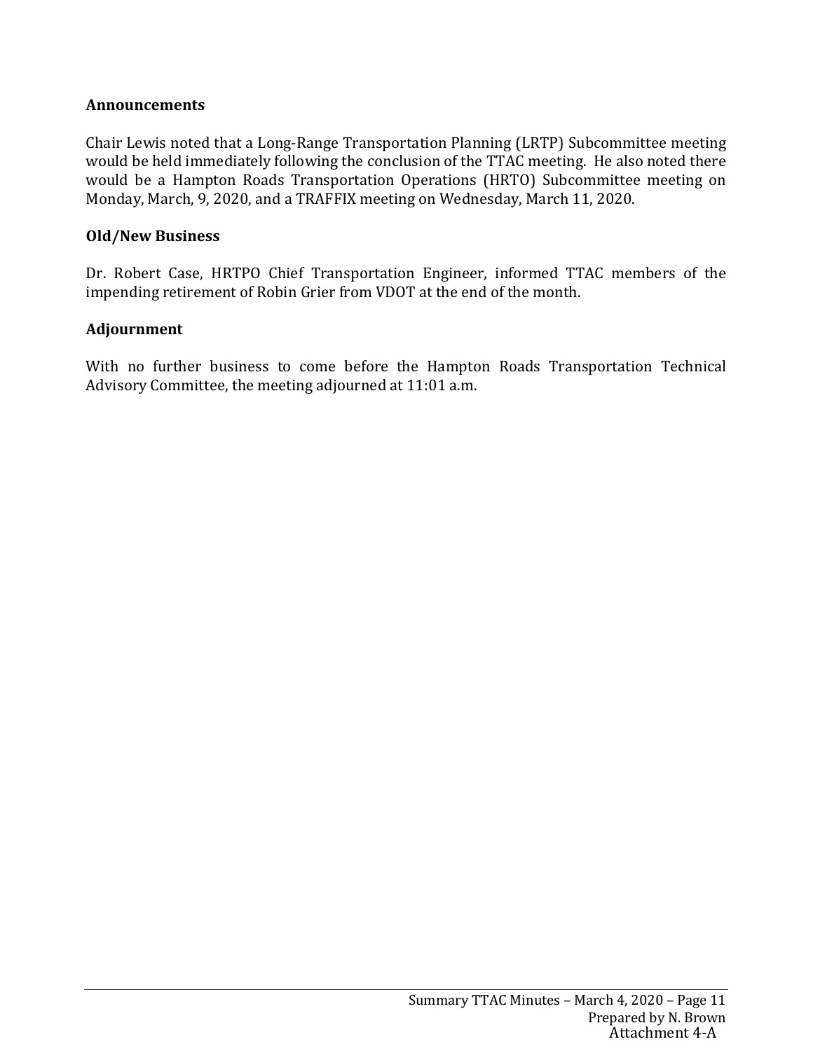**Announcements**

Chair Lewis noted that a Long-Range Transportation Planning (LRTP) Subcommittee meeting would be held immediately following the conclusion of the TTAC meeting. He also noted there would be a Hampton Roads Transportation Operations (HRTO) Subcommittee meeting on Monday, March, 9, 2020, and a TRAFFIX meeting on Wednesday, March 11, 2020.

**Old/New Business**

Dr. Robert Case, HRTPO Chief Transportation Engineer, informed TTAC members of the impending retirement of Robin Grier from VDOT at the end of the month.

**Adjournment**

With no further business to come before the Hampton Roads Transportation Technical Advisory Committee, the meeting adjourned at 11:01 a.m.